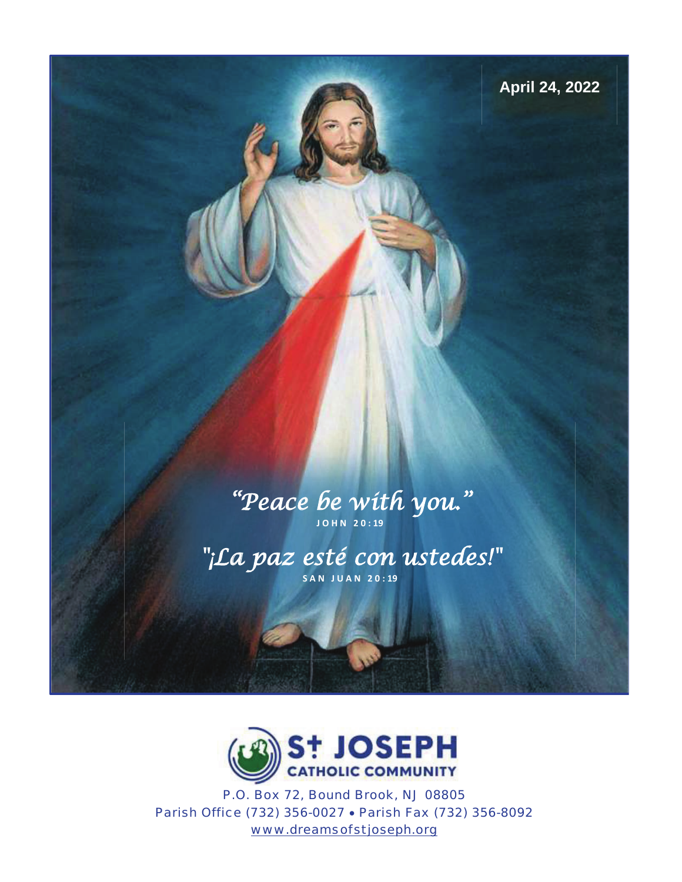April 24, 2022

*"Peace be with you."*

JOHN 20:19

*"¡La paz esté con ustedes!"*

SAN JUAN 20:19

# St JOSEPH CATHOLIC COMMUNITY

P.O. Box 72, Bound Brook, NJ 08805

Parish Office (732) 356-0027 • Parish Fax (732) 356-8092

www.dreamsofstjoseph.org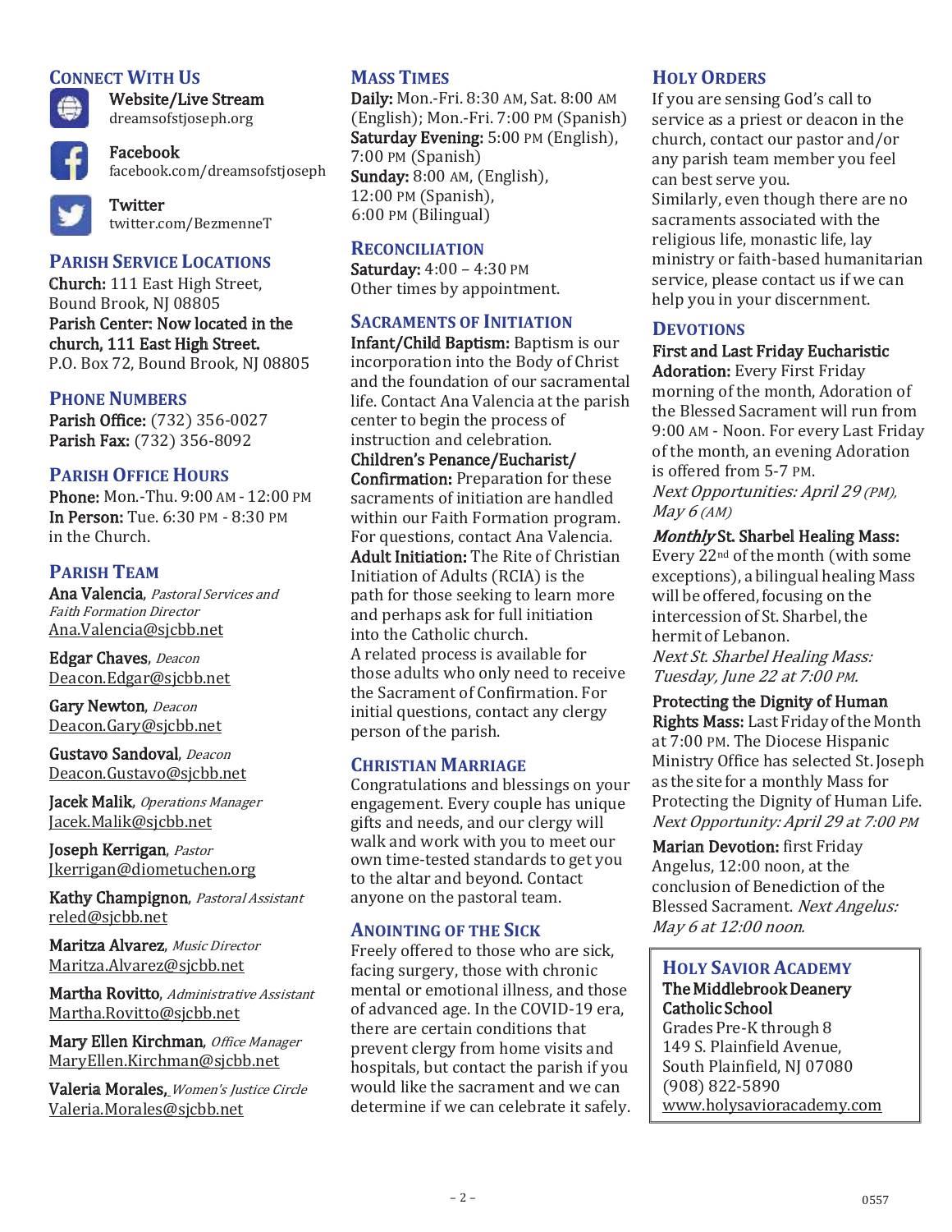## Connect With Us

**Website/Live Stream**
dreamsofstjoseph.org

**Facebook**
facebook.com/dreamsofstjoseph

**Twitter**
twitter.com/BezmenneT

## Parish Service Locations

**Church:** 111 East High Street, Bound Brook, NJ 08805
**Parish Center: Now located in the church, 111 East High Street.**
P.O. Box 72, Bound Brook, NJ 08805

## Phone Numbers

**Parish Office:** (732) 356-0027
**Parish Fax:** (732) 356-8092

## Parish Office Hours

**Phone:** Mon.-Thu. 9:00 AM - 12:00 PM
**In Person:** Tue. 6:30 PM - 8:30 PM in the Church.

## Parish Team

**Ana Valencia**, *Pastoral Services and Faith Formation Director*
Ana.Valencia@sjcbb.net

**Edgar Chaves**, *Deacon*
Deacon.Edgar@sjcbb.net

**Gary Newton**, *Deacon*
Deacon.Gary@sjcbb.net

**Gustavo Sandoval**, *Deacon*
Deacon.Gustavo@sjcbb.net

**Jacek Malik**, *Operations Manager*
Jacek.Malik@sjcbb.net

**Joseph Kerrigan**, *Pastor*
Jkerrigan@diometuchen.org

**Kathy Champignon**, *Pastoral Assistant*
reled@sjcbb.net

**Maritza Alvarez**, *Music Director*
Maritza.Alvarez@sjcbb.net

**Martha Rovitto**, *Administrative Assistant*
Martha.Rovitto@sjcbb.net

**Mary Ellen Kirchman**, *Office Manager*
MaryEllen.Kirchman@sjcbb.net

**Valeria Morales**, *Women's Justice Circle*
Valeria.Morales@sjcbb.net

## Mass Times

**Daily:** Mon.-Fri. 8:30 AM, Sat. 8:00 AM (English); Mon.-Fri. 7:00 PM (Spanish)
**Saturday Evening:** 5:00 PM (English), 7:00 PM (Spanish)
**Sunday:** 8:00 AM, (English), 12:00 PM (Spanish), 6:00 PM (Bilingual)

## Reconciliation

**Saturday:** 4:00 – 4:30 PM
Other times by appointment.

## Sacraments of Initiation

**Infant/Child Baptism:** Baptism is our incorporation into the Body of Christ and the foundation of our sacramental life. Contact Ana Valencia at the parish center to begin the process of instruction and celebration.

**Children's Penance/Eucharist/ Confirmation:** Preparation for these sacraments of initiation are handled within our Faith Formation program. For questions, contact Ana Valencia.

**Adult Initiation:** The Rite of Christian Initiation of Adults (RCIA) is the path for those seeking to learn more and perhaps ask for full initiation into the Catholic church.
A related process is available for those adults who only need to receive the Sacrament of Confirmation. For initial questions, contact any clergy person of the parish.

## Christian Marriage

Congratulations and blessings on your engagement. Every couple has unique gifts and needs, and our clergy will walk and work with you to meet our own time-tested standards to get you to the altar and beyond. Contact anyone on the pastoral team.

## Anointing of the Sick

Freely offered to those who are sick, facing surgery, those with chronic mental or emotional illness, and those of advanced age. In the COVID-19 era, there are certain conditions that prevent clergy from home visits and hospitals, but contact the parish if you would like the sacrament and we can determine if we can celebrate it safely.

## Holy Orders

If you are sensing God's call to service as a priest or deacon in the church, contact our pastor and/or any parish team member you feel can best serve you.
Similarly, even though there are no sacraments associated with the religious life, monastic life, lay ministry or faith-based humanitarian service, please contact us if we can help you in your discernment.

## Devotions

**First and Last Friday Eucharistic Adoration:** Every First Friday morning of the month, Adoration of the Blessed Sacrament will run from 9:00 AM - Noon. For every Last Friday of the month, an evening Adoration is offered from 5-7 PM.
*Next Opportunities: April 29 (PM), May 6 (AM)*

***Monthly* St. Sharbel Healing Mass:** Every 22nd of the month (with some exceptions), a bilingual healing Mass will be offered, focusing on the intercession of St. Sharbel, the hermit of Lebanon.
*Next St. Sharbel Healing Mass: Tuesday, June 22 at 7:00 PM.*

**Protecting the Dignity of Human Rights Mass:** Last Friday of the Month at 7:00 PM. The Diocese Hispanic Ministry Office has selected St. Joseph as the site for a monthly Mass for Protecting the Dignity of Human Life.
*Next Opportunity: April 29 at 7:00 PM*

**Marian Devotion:** first Friday Angelus, 12:00 noon, at the conclusion of Benediction of the Blessed Sacrament. *Next Angelus: May 6 at 12:00 noon.*

## Holy Savior Academy

**The Middlebrook Deanery Catholic School**
Grades Pre-K through 8
149 S. Plainfield Avenue,
South Plainfield, NJ 07080
(908) 822-5890
www.holysavioracademy.com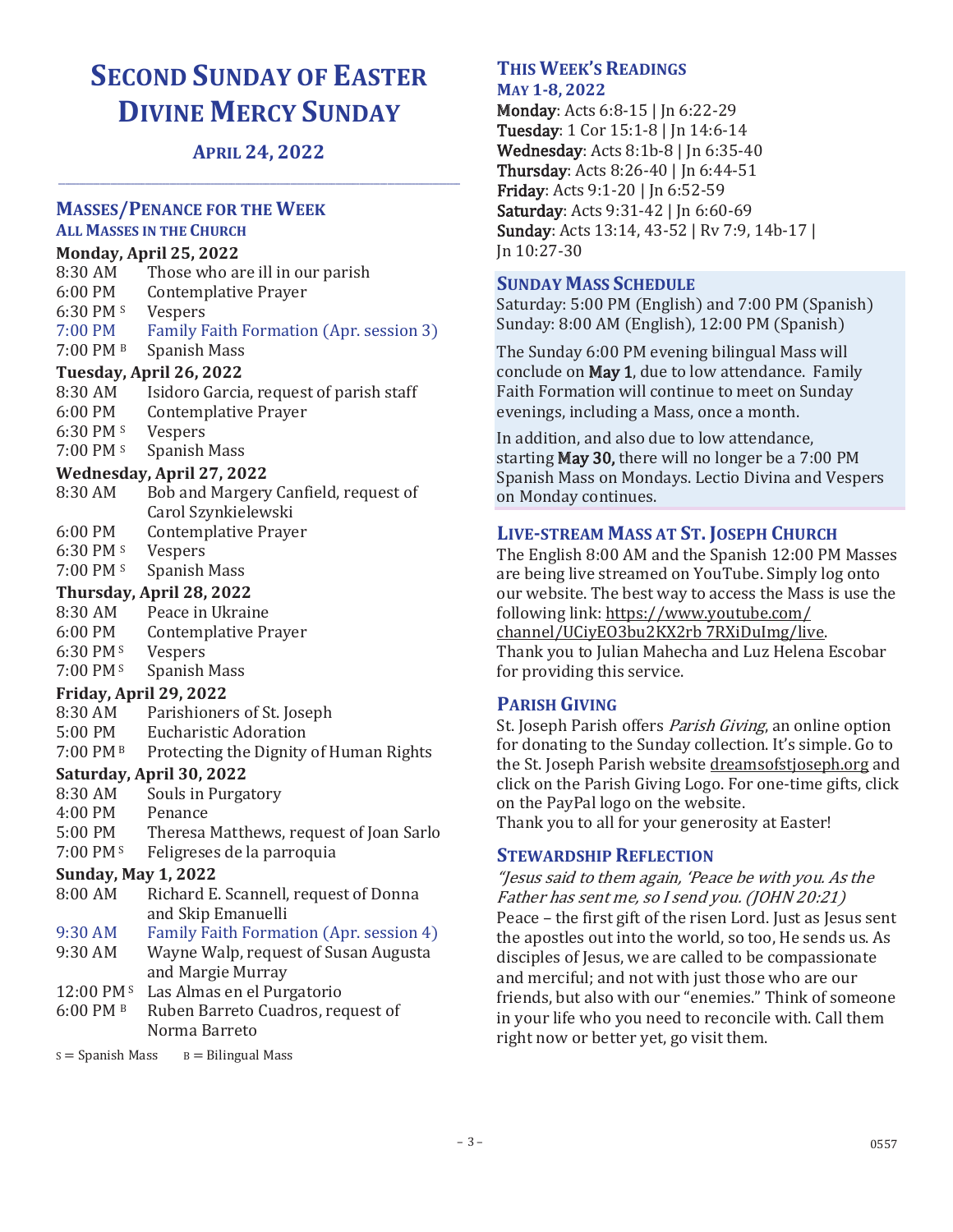# Second Sunday of Easter
# Divine Mercy Sunday

### April 24, 2022

---

## Masses/Penance for the Week

### All Masses in the Church

**Monday, April 25, 2022**

| | |
|---|---|
| 8:30 AM | Those who are ill in our parish |
| 6:00 PM | Contemplative Prayer |
| 6:30 PM S | Vespers |
| 7:00 PM | Family Faith Formation (Apr. session 3) |
| 7:00 PM B | Spanish Mass |

**Tuesday, April 26, 2022**

| | |
|---|---|
| 8:30 AM | Isidoro Garcia, request of parish staff |
| 6:00 PM | Contemplative Prayer |
| 6:30 PM S | Vespers |
| 7:00 PM S | Spanish Mass |

**Wednesday, April 27, 2022**

| | |
|---|---|
| 8:30 AM | Bob and Margery Canfield, request of Carol Szynkielewski |
| 6:00 PM | Contemplative Prayer |
| 6:30 PM S | Vespers |
| 7:00 PM S | Spanish Mass |

**Thursday, April 28, 2022**

| | |
|---|---|
| 8:30 AM | Peace in Ukraine |
| 6:00 PM | Contemplative Prayer |
| 6:30 PM S | Vespers |
| 7:00 PM S | Spanish Mass |

**Friday, April 29, 2022**

| | |
|---|---|
| 8:30 AM | Parishioners of St. Joseph |
| 5:00 PM | Eucharistic Adoration |
| 7:00 PM B | Protecting the Dignity of Human Rights |

**Saturday, April 30, 2022**

| | |
|---|---|
| 8:30 AM | Souls in Purgatory |
| 4:00 PM | Penance |
| 5:00 PM | Theresa Matthews, request of Joan Sarlo |
| 7:00 PM S | Feligreses de la parroquia |

**Sunday, May 1, 2022**

| | |
|---|---|
| 8:00 AM | Richard E. Scannell, request of Donna and Skip Emanuelli |
| 9:30 AM | Family Faith Formation (Apr. session 4) |
| 9:30 AM | Wayne Walp, request of Susan Augusta and Margie Murray |
| 12:00 PM S | Las Almas en el Purgatorio |
| 6:00 PM B | Ruben Barreto Cuadros, request of Norma Barreto |

S = Spanish Mass  B = Bilingual Mass

## This Week's Readings

### May 1-8, 2022

**Monday**: Acts 6:8-15 | Jn 6:22-29
**Tuesday**: 1 Cor 15:1-8 | Jn 14:6-14
**Wednesday**: Acts 8:1b-8 | Jn 6:35-40
**Thursday**: Acts 8:26-40 | Jn 6:44-51
**Friday**: Acts 9:1-20 | Jn 6:52-59
**Saturday**: Acts 9:31-42 | Jn 6:60-69
**Sunday**: Acts 13:14, 43-52 | Rv 7:9, 14b-17 | Jn 10:27-30

## Sunday Mass Schedule

Saturday: 5:00 PM (English) and 7:00 PM (Spanish)
Sunday: 8:00 AM (English), 12:00 PM (Spanish)

The Sunday 6:00 PM evening bilingual Mass will conclude on **May 1**, due to low attendance. Family Faith Formation will continue to meet on Sunday evenings, including a Mass, once a month.

In addition, and also due to low attendance, starting **May 30,** there will no longer be a 7:00 PM Spanish Mass on Mondays. Lectio Divina and Vespers on Monday continues.

## Live-stream Mass at St. Joseph Church

The English 8:00 AM and the Spanish 12:00 PM Masses are being live streamed on YouTube. Simply log onto our website. The best way to access the Mass is use the following link: https://www.youtube.com/channel/UCiyEO3bu2KX2rb 7RXiDuImg/live.
Thank you to Julian Mahecha and Luz Helena Escobar for providing this service.

## Parish Giving

St. Joseph Parish offers *Parish Giving*, an online option for donating to the Sunday collection. It's simple. Go to the St. Joseph Parish website dreamsofstjoseph.org and click on the Parish Giving Logo. For one-time gifts, click on the PayPal logo on the website.
Thank you to all for your generosity at Easter!

## Stewardship Reflection

*"Jesus said to them again, 'Peace be with you. As the Father has sent me, so I send you. (JOHN 20:21)*
Peace – the first gift of the risen Lord. Just as Jesus sent the apostles out into the world, so too, He sends us. As disciples of Jesus, we are called to be compassionate and merciful; and not with just those who are our friends, but also with our "enemies." Think of someone in your life who you need to reconcile with. Call them right now or better yet, go visit them.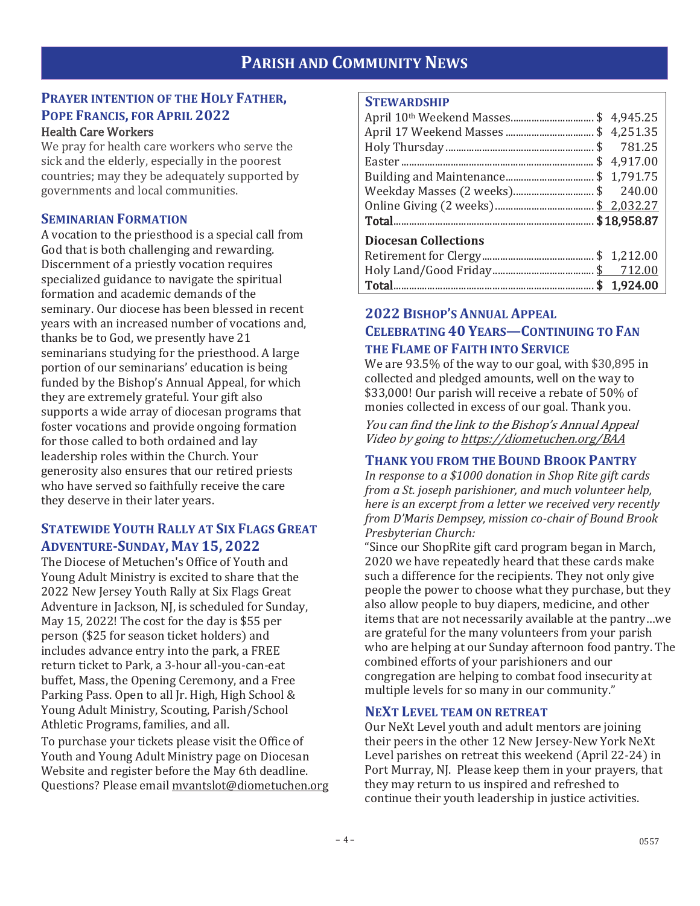# Parish and Community News

## Prayer Intention of the Holy Father, Pope Francis, for April 2022

### Health Care Workers

We pray for health care workers who serve the sick and the elderly, especially in the poorest countries; may they be adequately supported by governments and local communities.

## Seminarian Formation

A vocation to the priesthood is a special call from God that is both challenging and rewarding. Discernment of a priestly vocation requires specialized guidance to navigate the spiritual formation and academic demands of the seminary. Our diocese has been blessed in recent years with an increased number of vocations and, thanks be to God, we presently have 21 seminarians studying for the priesthood. A large portion of our seminarians' education is being funded by the Bishop's Annual Appeal, for which they are extremely grateful. Your gift also supports a wide array of diocesan programs that foster vocations and provide ongoing formation for those called to both ordained and lay leadership roles within the Church. Your generosity also ensures that our retired priests who have served so faithfully receive the care they deserve in their later years.

## Statewide Youth Rally at Six Flags Great Adventure-Sunday, May 15, 2022

The Diocese of Metuchen's Office of Youth and Young Adult Ministry is excited to share that the 2022 New Jersey Youth Rally at Six Flags Great Adventure in Jackson, NJ, is scheduled for Sunday, May 15, 2022! The cost for the day is $55 per person ($25 for season ticket holders) and includes advance entry into the park, a FREE return ticket to Park, a 3-hour all-you-can-eat buffet, Mass, the Opening Ceremony, and a Free Parking Pass. Open to all Jr. High, High School & Young Adult Ministry, Scouting, Parish/School Athletic Programs, families, and all.

To purchase your tickets please visit the Office of Youth and Young Adult Ministry page on Diocesan Website and register before the May 6th deadline. Questions? Please email mvantslot@diometuchen.org

## Stewardship

| | |
|---|---|
| April 10th Weekend Masses | $ 4,945.25 |
| April 17 Weekend Masses | $ 4,251.35 |
| Holy Thursday | $ 781.25 |
| Easter | $ 4,917.00 |
| Building and Maintenance | $ 1,791.75 |
| Weekday Masses (2 weeks) | $ 240.00 |
| Online Giving (2 weeks) | $ 2,032.27 |
| **Total** | **$18,958.87** |

**Diocesan Collections**

| | |
|---|---|
| Retirement for Clergy | $ 1,212.00 |
| Holy Land/Good Friday | $ 712.00 |
| **Total** | **$ 1,924.00** |

## 2022 Bishop's Annual Appeal Celebrating 40 Years—Continuing to Fan the Flame of Faith into Service

We are 93.5% of the way to our goal, with $30,895 in collected and pledged amounts, well on the way to $33,000! Our parish will receive a rebate of 50% of monies collected in excess of our goal. Thank you.

*You can find the link to the Bishop's Annual Appeal Video by going to https://diometuchen.org/BAA*

## Thank You from the Bound Brook Pantry

*In response to a $1000 donation in Shop Rite gift cards from a St. joseph parishioner, and much volunteer help, here is an excerpt from a letter we received very recently from D'Maris Dempsey, mission co-chair of Bound Brook Presbyterian Church:*

"Since our ShopRite gift card program began in March, 2020 we have repeatedly heard that these cards make such a difference for the recipients. They not only give people the power to choose what they purchase, but they also allow people to buy diapers, medicine, and other items that are not necessarily available at the pantry…we are grateful for the many volunteers from your parish who are helping at our Sunday afternoon food pantry. The combined efforts of your parishioners and our congregation are helping to combat food insecurity at multiple levels for so many in our community."

## NeXt Level Team on Retreat

Our NeXt Level youth and adult mentors are joining their peers in the other 12 New Jersey-New York NeXt Level parishes on retreat this weekend (April 22-24) in Port Murray, NJ. Please keep them in your prayers, that they may return to us inspired and refreshed to continue their youth leadership in justice activities.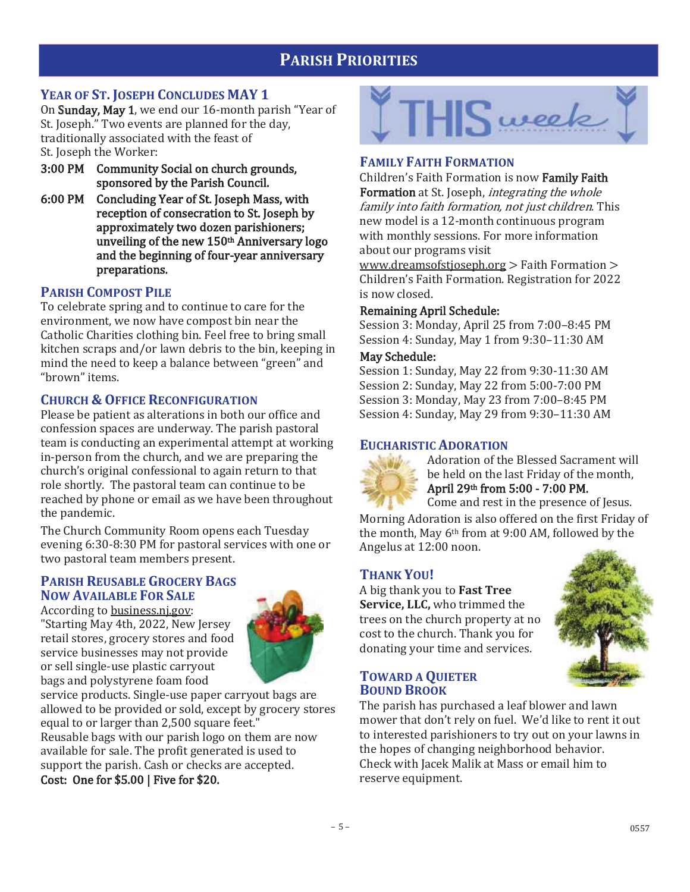# Parish Priorities

## Year of St. Joseph Concludes May 1

On **Sunday, May 1**, we end our 16-month parish "Year of St. Joseph." Two events are planned for the day, traditionally associated with the feast of St. Joseph the Worker:

- **3:00 PM** **Community Social on church grounds, sponsored by the Parish Council.**
- **6:00 PM** **Concluding Year of St. Joseph Mass, with reception of consecration to St. Joseph by approximately two dozen parishioners; unveiling of the new 150th Anniversary logo and the beginning of four-year anniversary preparations.**

## Parish Compost Pile

To celebrate spring and to continue to care for the environment, we now have compost bin near the Catholic Charities clothing bin. Feel free to bring small kitchen scraps and/or lawn debris to the bin, keeping in mind the need to keep a balance between "green" and "brown" items.

## Church & Office Reconfiguration

Please be patient as alterations in both our office and confession spaces are underway. The parish pastoral team is conducting an experimental attempt at working in-person from the church, and we are preparing the church's original confessional to again return to that role shortly. The pastoral team can continue to be reached by phone or email as we have been throughout the pandemic.

The Church Community Room opens each Tuesday evening 6:30-8:30 PM for pastoral services with one or two pastoral team members present.

## Parish Reusable Grocery Bags Now Available For Sale

According to business.nj.gov: "Starting May 4th, 2022, New Jersey retail stores, grocery stores and food service businesses may not provide or sell single-use plastic carryout bags and polystyrene foam food service products. Single-use paper carryout bags are allowed to be provided or sold, except by grocery stores equal to or larger than 2,500 square feet."
Reusable bags with our parish logo on them are now available for sale. The profit generated is used to support the parish. Cash or checks are accepted.
**Cost: One for $5.00 | Five for $20.**

# THIS week

## Family Faith Formation

Children's Faith Formation is now **Family Faith Formation** at St. Joseph, *integrating the whole family into faith formation, not just children*. This new model is a 12-month continuous program with monthly sessions. For more information about our programs visit www.dreamsofstjoseph.org > Faith Formation > Children's Faith Formation. Registration for 2022 is now closed.

**Remaining April Schedule:**
Session 3: Monday, April 25 from 7:00–8:45 PM
Session 4: Sunday, May 1 from 9:30–11:30 AM

**May Schedule:**
Session 1: Sunday, May 22 from 9:30-11:30 AM
Session 2: Sunday, May 22 from 5:00-7:00 PM
Session 3: Monday, May 23 from 7:00–8:45 PM
Session 4: Sunday, May 29 from 9:30–11:30 AM

## Eucharistic Adoration

Adoration of the Blessed Sacrament will be held on the last Friday of the month, **April 29th from 5:00 - 7:00 PM.**
Come and rest in the presence of Jesus.

Morning Adoration is also offered on the first Friday of the month, May 6th from at 9:00 AM, followed by the Angelus at 12:00 noon.

## Thank You!

A big thank you to **Fast Tree Service, LLC,** who trimmed the trees on the church property at no cost to the church. Thank you for donating your time and services.

## Toward a Quieter Bound Brook

The parish has purchased a leaf blower and lawn mower that don't rely on fuel. We'd like to rent it out to interested parishioners to try out on your lawns in the hopes of changing neighborhood behavior. Check with Jacek Malik at Mass or email him to reserve equipment.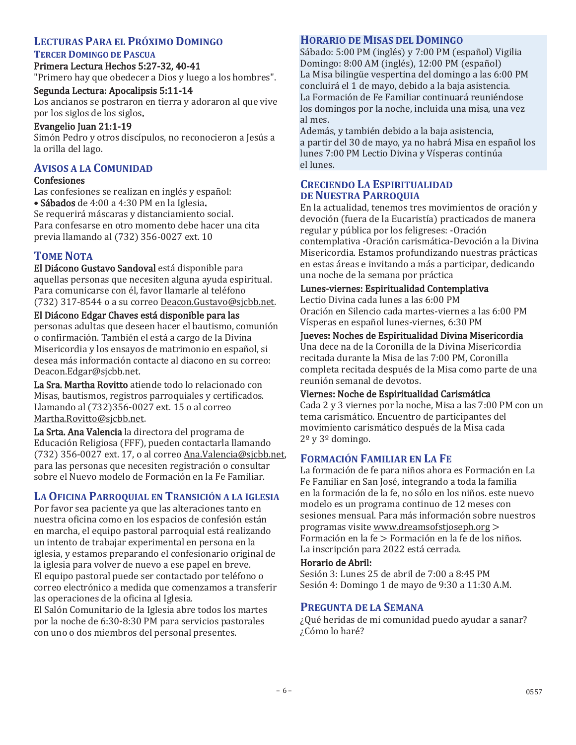## Lecturas Para el Próximo Domingo

### Tercer Domingo de Pascua

**Primera Lectura Hechos 5:27-32, 40-41**

"Primero hay que obedecer a Dios y luego a los hombres".

**Segunda Lectura: Apocalipsis 5:11-14**

Los ancianos se postraron en tierra y adoraron al que vive por los siglos de los siglos.

**Evangelio Juan 21:1-19**

Simón Pedro y otros discípulos, no reconocieron a Jesús a la orilla del lago.

## Avisos a la Comunidad

**Confesiones**

Las confesiones se realizan en inglés y español:

• **Sábados** de 4:00 a 4:30 PM en la Iglesia.

Se requerirá máscaras y distanciamiento social.
Para confesarse en otro momento debe hacer una cita previa llamando al (732) 356-0027 ext. 10

## Tome Nota

**El Diácono Gustavo Sandoval** está disponible para aquellas personas que necesiten alguna ayuda espiritual. Para comunicarse con él, favor llamarle al teléfono (732) 317-8544 o a su correo Deacon.Gustavo@sjcbb.net.

**El Diácono Edgar Chaves está disponible para las** personas adultas que deseen hacer el bautismo, comunión o confirmación. También el está a cargo de la Divina Misericordia y los ensayos de matrimonio en español, si desea más información contacte al diacono en su correo: Deacon.Edgar@sjcbb.net.

**La Sra. Martha Rovitto** atiende todo lo relacionado con Misas, bautismos, registros parroquiales y certificados. Llamando al (732)356-0027 ext. 15 o al correo Martha.Rovitto@sjcbb.net.

**La Srta. Ana Valencia** la directora del programa de Educación Religiosa (FFF), pueden contactarla llamando (732) 356-0027 ext. 17, o al correo Ana.Valencia@sjcbb.net, para las personas que necesiten registración o consultar sobre el Nuevo modelo de Formación en la Fe Familiar.

## La Oficina Parroquial en Transición a la Iglesia

Por favor sea paciente ya que las alteraciones tanto en nuestra oficina como en los espacios de confesión están en marcha, el equipo pastoral parroquial está realizando un intento de trabajar experimental en persona en la iglesia, y estamos preparando el confesionario original de la iglesia para volver de nuevo a ese papel en breve.
El equipo pastoral puede ser contactado por teléfono o correo electrónico a medida que comenzamos a transferir las operaciones de la oficina al Iglesia.
El Salón Comunitario de la Iglesia abre todos los martes por la noche de 6:30-8:30 PM para servicios pastorales con uno o dos miembros del personal presentes.

## Horario de Misas del Domingo

Sábado: 5:00 PM (inglés) y 7:00 PM (español) Vigilia
Domingo: 8:00 AM (inglés), 12:00 PM (español)
La Misa bilingüe vespertina del domingo a las 6:00 PM concluirá el 1 de mayo, debido a la baja asistencia.
La Formación de Fe Familiar continuará reuniéndose los domingos por la noche, incluida una misa, una vez al mes.
Además, y también debido a la baja asistencia, a partir del 30 de mayo, ya no habrá Misa en español los lunes 7:00 PM Lectio Divina y Vísperas continúa el lunes.

## Creciendo La Espiritualidad de Nuestra Parroquia

En la actualidad, tenemos tres movimientos de oración y devoción (fuera de la Eucaristía) practicados de manera regular y pública por los feligreses: -Oración contemplativa -Oración carismática-Devoción a la Divina Misericordia. Estamos profundizando nuestras prácticas en estas áreas e invitando a más a participar, dedicando una noche de la semana por práctica

**Lunes-viernes: Espiritualidad Contemplativa**

Lectio Divina cada lunes a las 6:00 PM
Oración en Silencio cada martes-viernes a las 6:00 PM
Vísperas en español lunes-viernes, 6:30 PM

**Jueves: Noches de Espiritualidad Divina Misericordia**

Una dece na de la Coronilla de la Divina Misericordia recitada durante la Misa de las 7:00 PM, Coronilla completa recitada después de la Misa como parte de una reunión semanal de devotos.

**Viernes: Noche de Espiritualidad Carismática**

Cada 2 y 3 viernes por la noche, Misa a las 7:00 PM con un tema carismático. Encuentro de participantes del movimiento carismático después de la Misa cada 2º y 3º domingo.

## Formación Familiar en La Fe

La formación de fe para niños ahora es Formación en La Fe Familiar en San José, integrando a toda la familia en la formación de la fe, no sólo en los niños. este nuevo modelo es un programa continuo de 12 meses con sesiones mensual. Para más información sobre nuestros programas visite www.dreamsofstjoseph.org > Formación en la fe > Formación en la fe de los niños. La inscripción para 2022 está cerrada.

**Horario de Abril:**

Sesión 3: Lunes 25 de abril de 7:00 a 8:45 PM
Sesión 4: Domingo 1 de mayo de 9:30 a 11:30 A.M.

## Pregunta de la Semana

¿Qué heridas de mi comunidad puedo ayudar a sanar? ¿Cómo lo haré?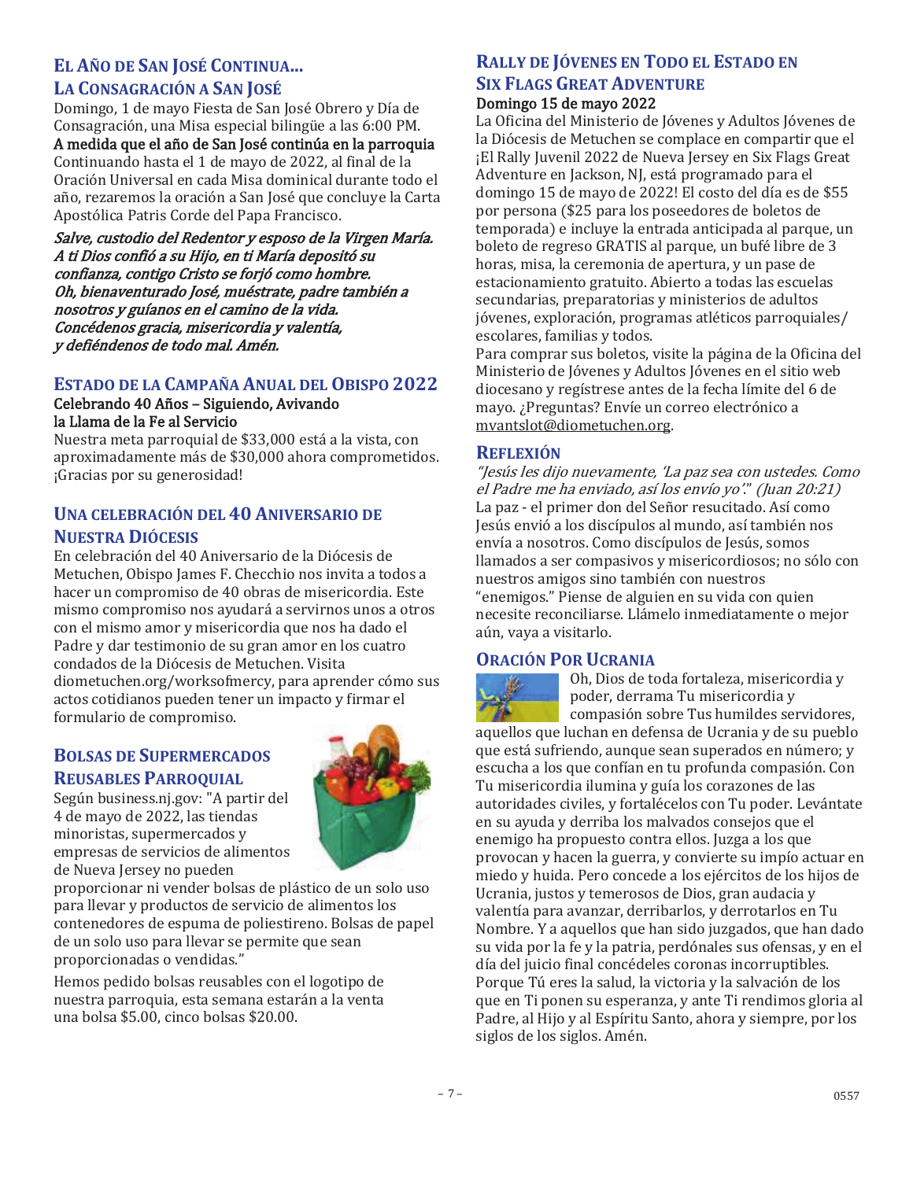## El Año de San José Continua...
## La Consagración a San José

Domingo, 1 de mayo Fiesta de San José Obrero y Día de Consagración, una Misa especial bilingüe a las 6:00 PM.

**A medida que el año de San José continúa en la parroquia**

Continuando hasta el 1 de mayo de 2022, al final de la Oración Universal en cada Misa dominical durante todo el año, rezaremos la oración a San José que concluye la Carta Apostólica Patris Corde del Papa Francisco.

***Salve, custodio del Redentor y esposo de la Virgen María. A ti Dios confió a su Hijo, en ti María depositó su confianza, contigo Cristo se forjó como hombre. Oh, bienaventurado José, muéstrate, padre también a nosotros y guíanos en el camino de la vida. Concédenos gracia, misericordia y valentía, y defiéndenos de todo mal. Amén.***

## Estado de la Campaña Anual del Obispo 2022

**Celebrando 40 Años – Siguiendo, Avivando la Llama de la Fe al Servicio**

Nuestra meta parroquial de $33,000 está a la vista, con aproximadamente más de $30,000 ahora comprometidos. ¡Gracias por su generosidad!

## Una celebración del 40 Aniversario de Nuestra Diócesis

En celebración del 40 Aniversario de la Diócesis de Metuchen, Obispo James F. Checchio nos invita a todos a hacer un compromiso de 40 obras de misericordia. Este mismo compromiso nos ayudará a servirnos unos a otros con el mismo amor y misericordia que nos ha dado el Padre y dar testimonio de su gran amor en los cuatro condados de la Diócesis de Metuchen. Visita diometuchen.org/worksofmercy, para aprender cómo sus actos cotidianos pueden tener un impacto y firmar el formulario de compromiso.

## Bolsas de Supermercados Reusables Parroquial

Según business.nj.gov: "A partir del 4 de mayo de 2022, las tiendas minoristas, supermercados y empresas de servicios de alimentos de Nueva Jersey no pueden proporcionar ni vender bolsas de plástico de un solo uso para llevar y productos de servicio de alimentos los contenedores de espuma de poliestireno. Bolsas de papel de un solo uso para llevar se permite que sean proporcionadas o vendidas."

Hemos pedido bolsas reusables con el logotipo de nuestra parroquia, esta semana estarán a la venta una bolsa $5.00, cinco bolsas $20.00.

## Rally de Jóvenes en Todo el Estado en Six Flags Great Adventure

**Domingo 15 de mayo 2022**

La Oficina del Ministerio de Jóvenes y Adultos Jóvenes de la Diócesis de Metuchen se complace en compartir que el ¡El Rally Juvenil 2022 de Nueva Jersey en Six Flags Great Adventure en Jackson, NJ, está programado para el domingo 15 de mayo de 2022! El costo del día es de $55 por persona ($25 para los poseedores de boletos de temporada) e incluye la entrada anticipada al parque, un boleto de regreso GRATIS al parque, un bufé libre de 3 horas, misa, la ceremonia de apertura, y un pase de estacionamiento gratuito. Abierto a todas las escuelas secundarias, preparatorias y ministerios de adultos jóvenes, exploración, programas atléticos parroquiales/escolares, familias y todos.

Para comprar sus boletos, visite la página de la Oficina del Ministerio de Jóvenes y Adultos Jóvenes en el sitio web diocesano y regístrese antes de la fecha límite del 6 de mayo. ¿Preguntas? Envíe un correo electrónico a mvantslot@diometuchen.org.

## Reflexión

*"Jesús les dijo nuevamente, 'La paz sea con ustedes. Como el Padre me ha enviado, así los envío yo'." (Juan 20:21)*

La paz - el primer don del Señor resucitado. Así como Jesús envió a los discípulos al mundo, así también nos envía a nosotros. Como discípulos de Jesús, somos llamados a ser compasivos y misericordiosos; no sólo con nuestros amigos sino también con nuestros "enemigos." Piense de alguien en su vida con quien necesite reconciliarse. Llámelo inmediatamente o mejor aún, vaya a visitarlo.

## Oración Por Ucrania

Oh, Dios de toda fortaleza, misericordia y poder, derrama Tu misericordia y compasión sobre Tus humildes servidores, aquellos que luchan en defensa de Ucrania y de su pueblo que está sufriendo, aunque sean superados en número; y escucha a los que confían en tu profunda compasión. Con Tu misericordia ilumina y guía los corazones de las autoridades civiles, y fortalécelos con Tu poder. Levántate en su ayuda y derriba los malvados consejos que el enemigo ha propuesto contra ellos. Juzga a los que provocan y hacen la guerra, y convierte su impío actuar en miedo y huida. Pero concede a los ejércitos de los hijos de Ucrania, justos y temerosos de Dios, gran audacia y valentía para avanzar, derribarlos, y derrotarlos en Tu Nombre. Y a aquellos que han sido juzgados, que han dado su vida por la fe y la patria, perdónales sus ofensas, y en el día del juicio final concédeles coronas incorruptibles. Porque Tú eres la salud, la victoria y la salvación de los que en Ti ponen su esperanza, y ante Ti rendimos gloria al Padre, al Hijo y al Espíritu Santo, ahora y siempre, por los siglos de los siglos. Amén.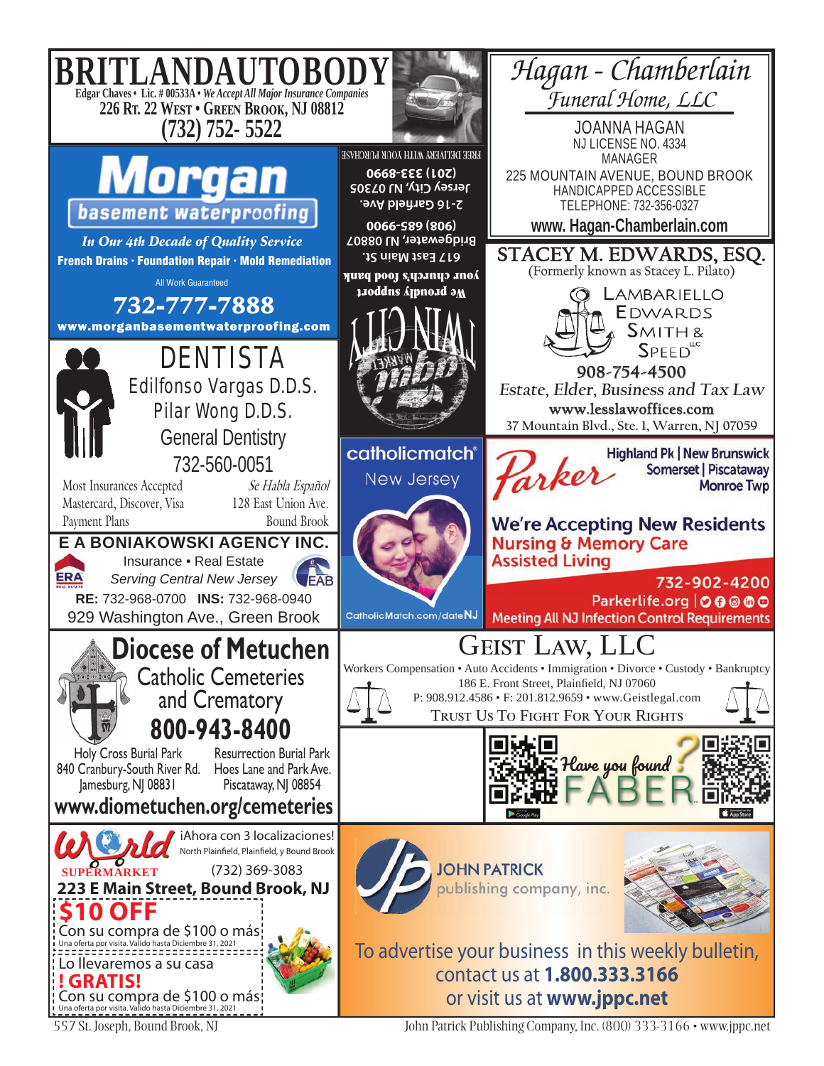# BRITLANDAUTOBODY

Edgar Chaves • Lic. # 00533A • *We Accept All Major Insurance Companies*

226 Rt. 22 West • Green Brook, NJ 08812

(732) 752- 5522

# Hagan - Chamberlain Funeral Home, LLC

JOANNA HAGAN
NJ LICENSE NO. 4334
MANAGER

225 MOUNTAIN AVENUE, BOUND BROOK
HANDICAPPED ACCESSIBLE
TELEPHONE: 732-356-0327

**www. Hagan-Chamberlain.com**

# Morgan basement waterproofing

*In Our 4th Decade of Quality Service*

**French Drains · Foundation Repair · Mold Remediation**

All Work Guaranteed

**732-777-7888**

**www.morganbasementwaterproofing.com**

# TWIN CITY market

We proudly support your church's food bank

617 East Main St.
Bridgewater, NJ 08807
(908) 685-9900

2-16 Garfield Ave.
Jersey City, NJ 07305
(201) 333-8990

FREE DELIVERY WITH YOUR PURCHASE

# STACEY M. EDWARDS, ESQ.

(Formerly known as Stacey L. Pilato)

LAMBARIELLO EDWARDS SMITH & SPEED LLC

908-754-4500

*Estate, Elder, Business and Tax Law*

www.lesslawoffices.com

37 Mountain Blvd., Ste. 1, Warren, NJ 07059

# DENTISTA

Edilfonso Vargas D.D.S.
Pilar Wong D.D.S.
General Dentistry
732-560-0051

Most Insurances Accepted — *Se Habla Español*
Mastercard, Discover, Visa — 128 East Union Ave.
Payment Plans — Bound Brook

# catholicmatch® New Jersey

CatholicMatch.com/dateNJ

# Parker

Highland Pk | New Brunswick
Somerset | Piscataway
Monroe Twp

**We're Accepting New Residents**

**Nursing & Memory Care**
**Assisted Living**

**732-902-4200**

Parkerlife.org

Meeting All NJ Infection Control Requirements

# E A BONIAKOWSKI AGENCY INC.

Insurance • Real Estate

*Serving Central New Jersey*

**RE:** 732-968-0700 **INS:** 732-968-0940

929 Washington Ave., Green Brook

# Diocese of Metuchen

Catholic Cemeteries and Crematory

**800-943-8400**

Holy Cross Burial Park
840 Cranbury-South River Rd.
Jamesburg, NJ 08831

Resurrection Burial Park
Hoes Lane and Park Ave.
Piscataway, NJ 08854

**www.diometuchen.org/cemeteries**

# GEIST LAW, LLC

Workers Compensation • Auto Accidents • Immigration • Divorce • Custody • Bankruptcy

186 E. Front Street, Plainfield, NJ 07060

P: 908.912.4586 • F: 201.812.9659 • www.Geistlegal.com

TRUST US TO FIGHT FOR YOUR RIGHTS

Have you found FABER?

# World SUPERMARKET

¡Ahora con 3 localizaciones!
North Plainfield, Plainfield, y Bound Brook

(732) 369-3083

**223 E Main Street, Bound Brook, NJ**

**$10 OFF**
Con su compra de $100 o más
Una oferta por visita. Valido hasta Diciembre 31, 2021

Lo llevaremos a su casa
**¡ GRATIS!**
Con su compra de $100 o más
Una oferta por visita. Valido hasta Diciembre 31, 2021

# JOHN PATRICK publishing company, inc.

To advertise your business in this weekly bulletin, contact us at **1.800.333.3166** or visit us at **www.jppc.net**

557 St. Joseph, Bound Brook, NJ

John Patrick Publishing Company, Inc. (800) 333-3166 • www.jppc.net